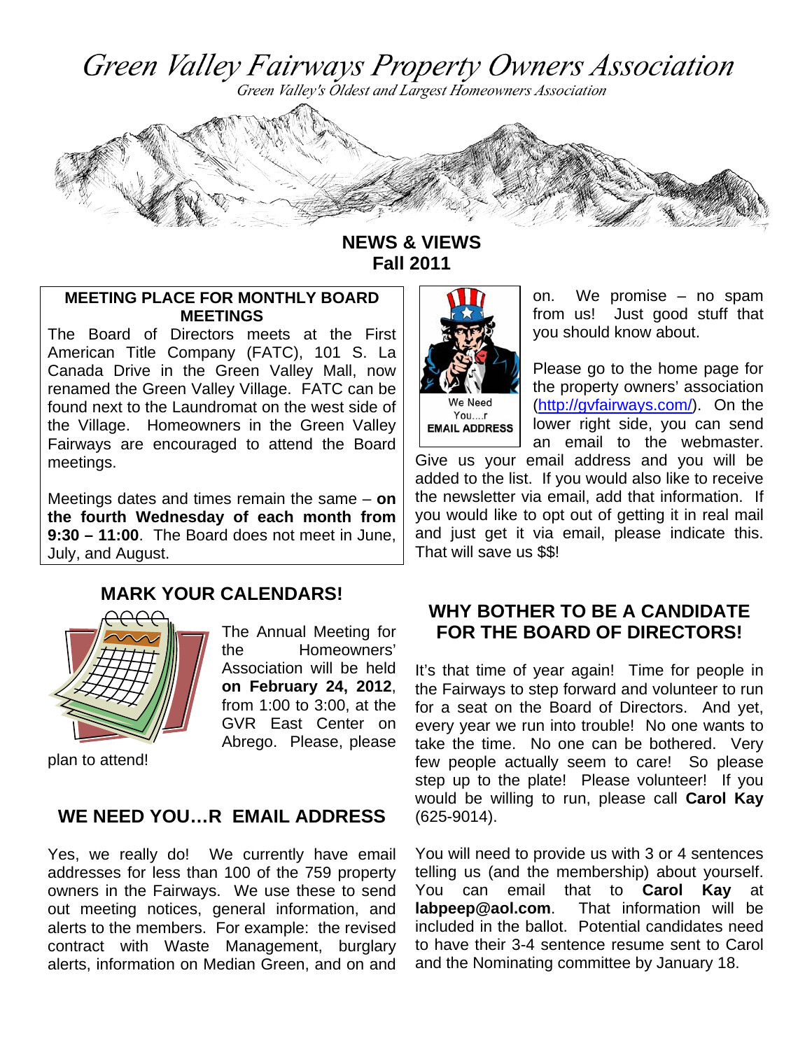# Green Valley Fairways Property Owners Association

*Green Valley's Oldest and Largest Homeowners Association*

## NEWS & VIEWS
## Fall 2011

### MEETING PLACE FOR MONTHLY BOARD MEETINGS

The Board of Directors meets at the First American Title Company (FATC), 101 S. La Canada Drive in the Green Valley Mall, now renamed the Green Valley Village. FATC can be found next to the Laundromat on the west side of the Village. Homeowners in the Green Valley Fairways are encouraged to attend the Board meetings.

Meetings dates and times remain the same – **on the fourth Wednesday of each month from 9:30 – 11:00**. The Board does not meet in June, July, and August.

### MARK YOUR CALENDARS!

The Annual Meeting for the Homeowners' Association will be held **on February 24, 2012**, from 1:00 to 3:00, at the GVR East Center on Abrego. Please, please plan to attend!

### WE NEED YOU…R EMAIL ADDRESS

Yes, we really do! We currently have email addresses for less than 100 of the 759 property owners in the Fairways. We use these to send out meeting notices, general information, and alerts to the members. For example: the revised contract with Waste Management, burglary alerts, information on Median Green, and on and on. We promise – no spam from us! Just good stuff that you should know about.

We Need You....r EMAIL ADDRESS

Please go to the home page for the property owners' association (http://gvfairways.com/). On the lower right side, you can send an email to the webmaster. Give us your email address and you will be added to the list. If you would also like to receive the newsletter via email, add that information. If you would like to opt out of getting it in real mail and just get it via email, please indicate this. That will save us $$!

### WHY BOTHER TO BE A CANDIDATE FOR THE BOARD OF DIRECTORS!

It's that time of year again! Time for people in the Fairways to step forward and volunteer to run for a seat on the Board of Directors. And yet, every year we run into trouble! No one wants to take the time. No one can be bothered. Very few people actually seem to care! So please step up to the plate! Please volunteer! If you would be willing to run, please call **Carol Kay** (625-9014).

You will need to provide us with 3 or 4 sentences telling us (and the membership) about yourself. You can email that to **Carol Kay** at **labpeep@aol.com**. That information will be included in the ballot. Potential candidates need to have their 3-4 sentence resume sent to Carol and the Nominating committee by January 18.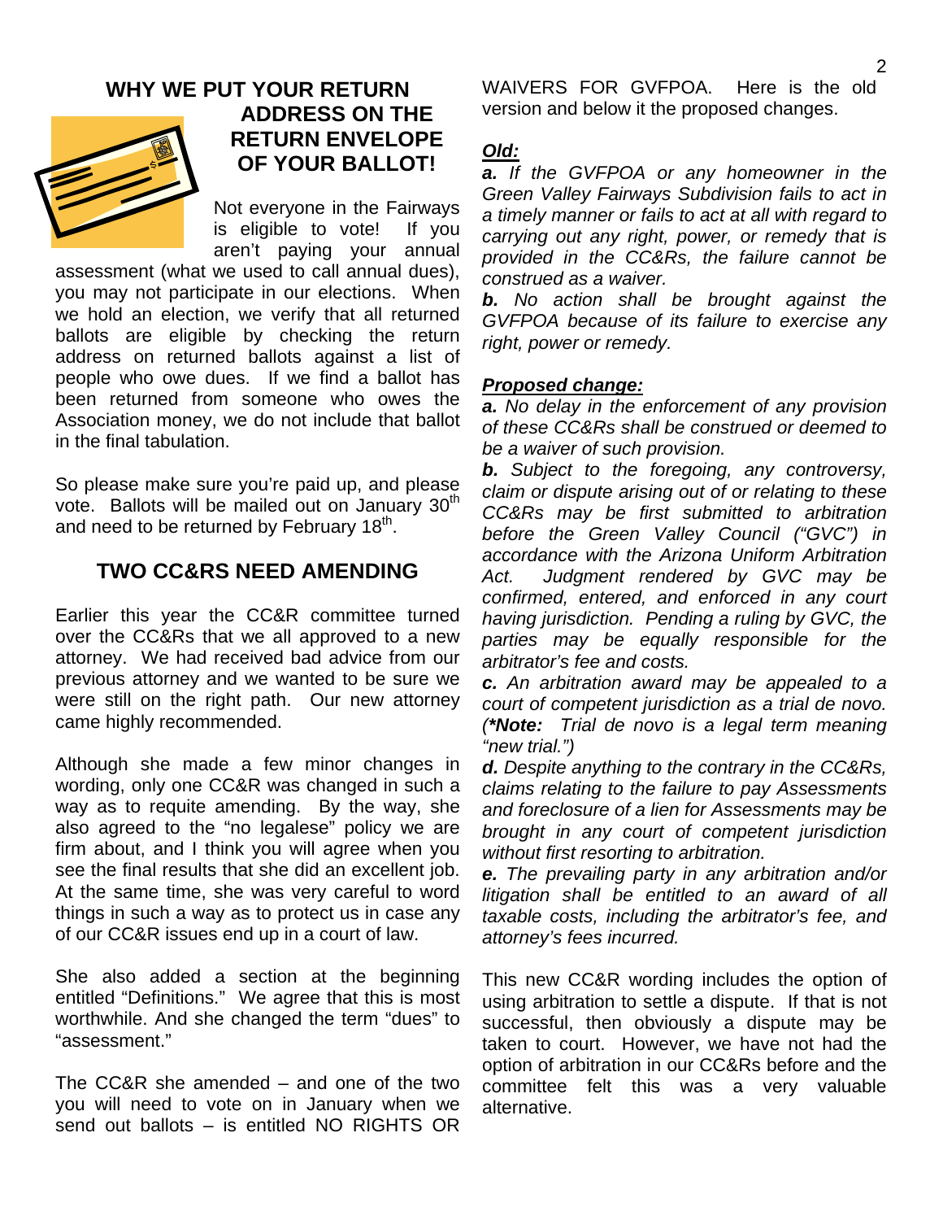## WHY WE PUT YOUR RETURN ADDRESS ON THE RETURN ENVELOPE OF YOUR BALLOT!

Not everyone in the Fairways is eligible to vote! If you aren't paying your annual assessment (what we used to call annual dues), you may not participate in our elections. When we hold an election, we verify that all returned ballots are eligible by checking the return address on returned ballots against a list of people who owe dues. If we find a ballot has been returned from someone who owes the Association money, we do not include that ballot in the final tabulation.

So please make sure you're paid up, and please vote. Ballots will be mailed out on January 30th and need to be returned by February 18th.

## TWO CC&RS NEED AMENDING

Earlier this year the CC&R committee turned over the CC&Rs that we all approved to a new attorney. We had received bad advice from our previous attorney and we wanted to be sure we were still on the right path. Our new attorney came highly recommended.

Although she made a few minor changes in wording, only one CC&R was changed in such a way as to requite amending. By the way, she also agreed to the "no legalese" policy we are firm about, and I think you will agree when you see the final results that she did an excellent job. At the same time, she was very careful to word things in such a way as to protect us in case any of our CC&R issues end up in a court of law.

She also added a section at the beginning entitled "Definitions." We agree that this is most worthwhile. And she changed the term "dues" to "assessment."

The CC&R she amended – and one of the two you will need to vote on in January when we send out ballots – is entitled NO RIGHTS OR WAIVERS FOR GVFPOA. Here is the old version and below it the proposed changes.

***Old:***

***a.*** *If the GVFPOA or any homeowner in the Green Valley Fairways Subdivision fails to act in a timely manner or fails to act at all with regard to carrying out any right, power, or remedy that is provided in the CC&Rs, the failure cannot be construed as a waiver.*

***b.*** *No action shall be brought against the GVFPOA because of its failure to exercise any right, power or remedy.*

***Proposed change:***

***a.*** *No delay in the enforcement of any provision of these CC&Rs shall be construed or deemed to be a waiver of such provision.*

***b.*** *Subject to the foregoing, any controversy, claim or dispute arising out of or relating to these CC&Rs may be first submitted to arbitration before the Green Valley Council ("GVC") in accordance with the Arizona Uniform Arbitration Act. Judgment rendered by GVC may be confirmed, entered, and enforced in any court having jurisdiction. Pending a ruling by GVC, the parties may be equally responsible for the arbitrator's fee and costs.*

***c.*** *An arbitration award may be appealed to a court of competent jurisdiction as a trial de novo. (**\*Note:** Trial de novo is a legal term meaning "new trial.")*

***d.*** *Despite anything to the contrary in the CC&Rs, claims relating to the failure to pay Assessments and foreclosure of a lien for Assessments may be brought in any court of competent jurisdiction without first resorting to arbitration.*

***e.*** *The prevailing party in any arbitration and/or litigation shall be entitled to an award of all taxable costs, including the arbitrator's fee, and attorney's fees incurred.*

This new CC&R wording includes the option of using arbitration to settle a dispute. If that is not successful, then obviously a dispute may be taken to court. However, we have not had the option of arbitration in our CC&Rs before and the committee felt this was a very valuable alternative.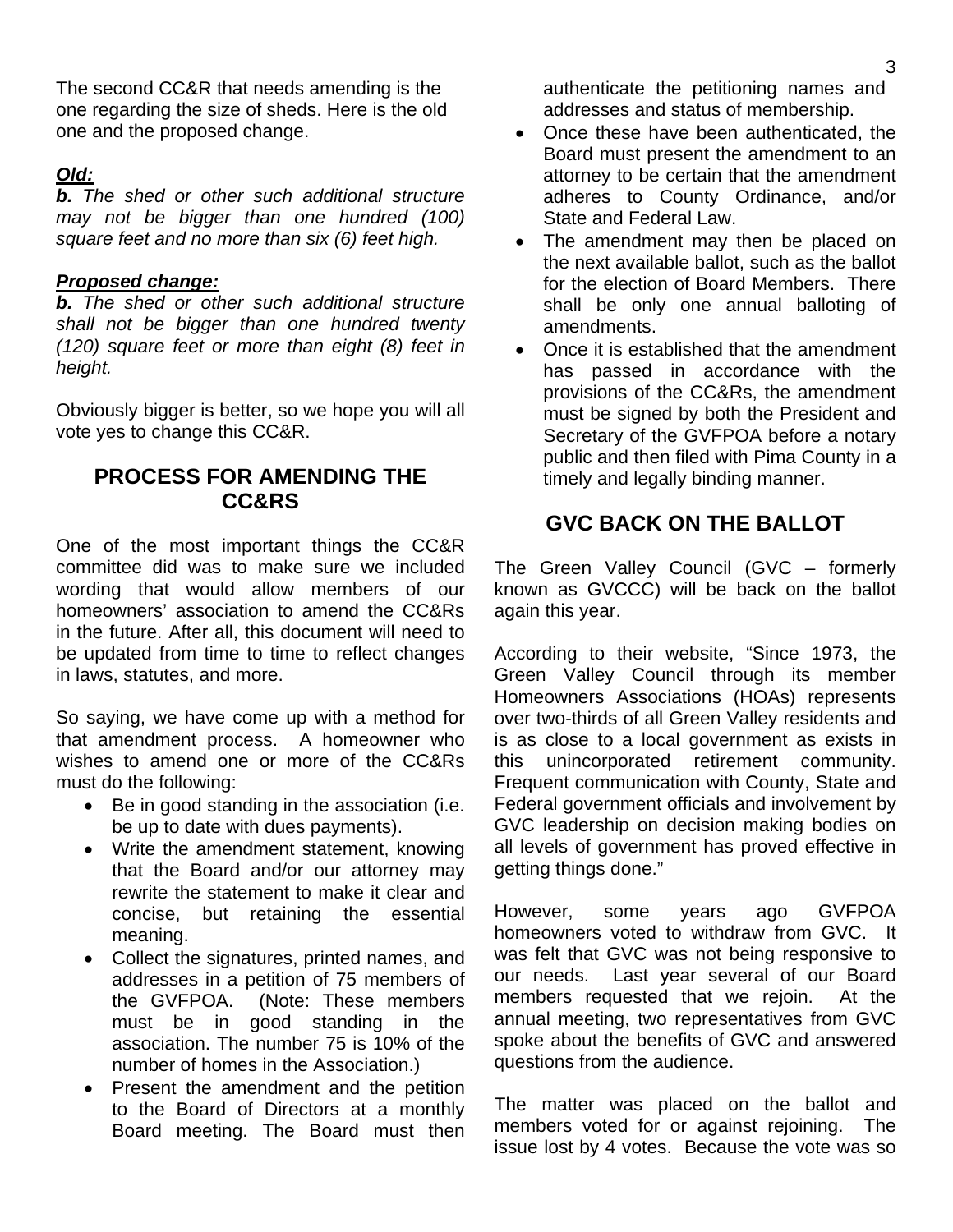The second CC&R that needs amending is the one regarding the size of sheds. Here is the old one and the proposed change.

***Old:***

***b.*** *The shed or other such additional structure may not be bigger than one hundred (100) square feet and no more than six (6) feet high.*

***Proposed change:***

***b.*** *The shed or other such additional structure shall not be bigger than one hundred twenty (120) square feet or more than eight (8) feet in height.*

Obviously bigger is better, so we hope you will all vote yes to change this CC&R.

## PROCESS FOR AMENDING THE CC&RS

One of the most important things the CC&R committee did was to make sure we included wording that would allow members of our homeowners' association to amend the CC&Rs in the future. After all, this document will need to be updated from time to time to reflect changes in laws, statutes, and more.

So saying, we have come up with a method for that amendment process. A homeowner who wishes to amend one or more of the CC&Rs must do the following:

- Be in good standing in the association (i.e. be up to date with dues payments).
- Write the amendment statement, knowing that the Board and/or our attorney may rewrite the statement to make it clear and concise, but retaining the essential meaning.
- Collect the signatures, printed names, and addresses in a petition of 75 members of the GVFPOA. (Note: These members must be in good standing in the association. The number 75 is 10% of the number of homes in the Association.)
- Present the amendment and the petition to the Board of Directors at a monthly Board meeting. The Board must then authenticate the petitioning names and addresses and status of membership.
- Once these have been authenticated, the Board must present the amendment to an attorney to be certain that the amendment adheres to County Ordinance, and/or State and Federal Law.
- The amendment may then be placed on the next available ballot, such as the ballot for the election of Board Members. There shall be only one annual balloting of amendments.
- Once it is established that the amendment has passed in accordance with the provisions of the CC&Rs, the amendment must be signed by both the President and Secretary of the GVFPOA before a notary public and then filed with Pima County in a timely and legally binding manner.

## GVC BACK ON THE BALLOT

The Green Valley Council (GVC – formerly known as GVCCC) will be back on the ballot again this year.

According to their website, "Since 1973, the Green Valley Council through its member Homeowners Associations (HOAs) represents over two-thirds of all Green Valley residents and is as close to a local government as exists in this unincorporated retirement community. Frequent communication with County, State and Federal government officials and involvement by GVC leadership on decision making bodies on all levels of government has proved effective in getting things done."

However, some years ago GVFPOA homeowners voted to withdraw from GVC. It was felt that GVC was not being responsive to our needs. Last year several of our Board members requested that we rejoin. At the annual meeting, two representatives from GVC spoke about the benefits of GVC and answered questions from the audience.

The matter was placed on the ballot and members voted for or against rejoining. The issue lost by 4 votes. Because the vote was so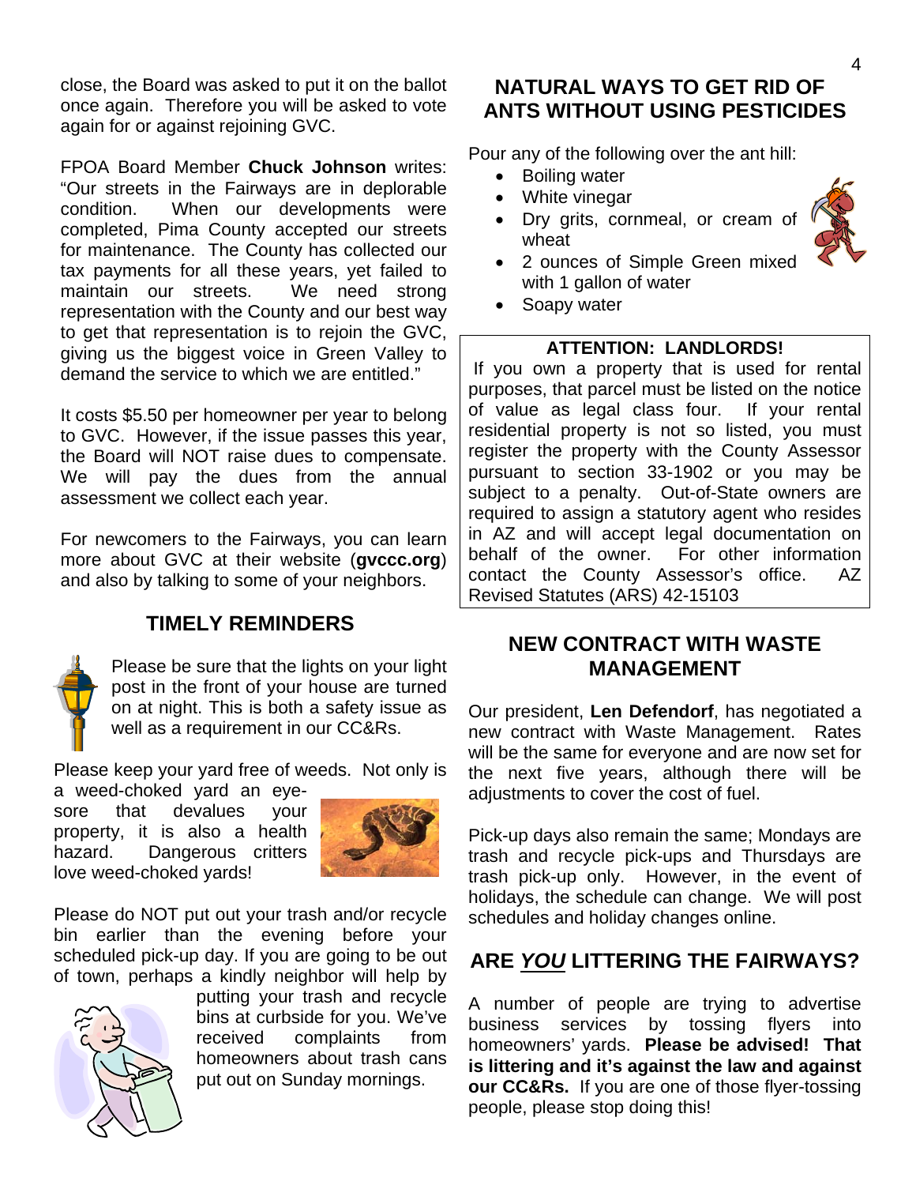close, the Board was asked to put it on the ballot once again. Therefore you will be asked to vote again for or against rejoining GVC.

FPOA Board Member **Chuck Johnson** writes: "Our streets in the Fairways are in deplorable condition. When our developments were completed, Pima County accepted our streets for maintenance. The County has collected our tax payments for all these years, yet failed to maintain our streets. We need strong representation with the County and our best way to get that representation is to rejoin the GVC, giving us the biggest voice in Green Valley to demand the service to which we are entitled."

It costs $5.50 per homeowner per year to belong to GVC. However, if the issue passes this year, the Board will NOT raise dues to compensate. We will pay the dues from the annual assessment we collect each year.

For newcomers to the Fairways, you can learn more about GVC at their website (**gvccc.org**) and also by talking to some of your neighbors.

## TIMELY REMINDERS

Please be sure that the lights on your light post in the front of your house are turned on at night. This is both a safety issue as well as a requirement in our CC&Rs.

Please keep your yard free of weeds. Not only is a weed-choked yard an eye-sore that devalues your property, it is also a health hazard. Dangerous critters love weed-choked yards!

Please do NOT put out your trash and/or recycle bin earlier than the evening before your scheduled pick-up day. If you are going to be out of town, perhaps a kindly neighbor will help by putting your trash and recycle bins at curbside for you. We've received complaints from homeowners about trash cans put out on Sunday mornings.

## NATURAL WAYS TO GET RID OF ANTS WITHOUT USING PESTICIDES

Pour any of the following over the ant hill:

- Boiling water
- White vinegar
- Dry grits, cornmeal, or cream of wheat
- 2 ounces of Simple Green mixed with 1 gallon of water
- Soapy water

**ATTENTION: LANDLORDS!**

If you own a property that is used for rental purposes, that parcel must be listed on the notice of value as legal class four. If your rental residential property is not so listed, you must register the property with the County Assessor pursuant to section 33-1902 or you may be subject to a penalty. Out-of-State owners are required to assign a statutory agent who resides in AZ and will accept legal documentation on behalf of the owner. For other information contact the County Assessor's office. AZ Revised Statutes (ARS) 42-15103

## NEW CONTRACT WITH WASTE MANAGEMENT

Our president, **Len Defendorf**, has negotiated a new contract with Waste Management. Rates will be the same for everyone and are now set for the next five years, although there will be adjustments to cover the cost of fuel.

Pick-up days also remain the same; Mondays are trash and recycle pick-ups and Thursdays are trash pick-up only. However, in the event of holidays, the schedule can change. We will post schedules and holiday changes online.

## ARE *YOU* LITTERING THE FAIRWAYS?

A number of people are trying to advertise business services by tossing flyers into homeowners' yards. **Please be advised! That is littering and it's against the law and against our CC&Rs.** If you are one of those flyer-tossing people, please stop doing this!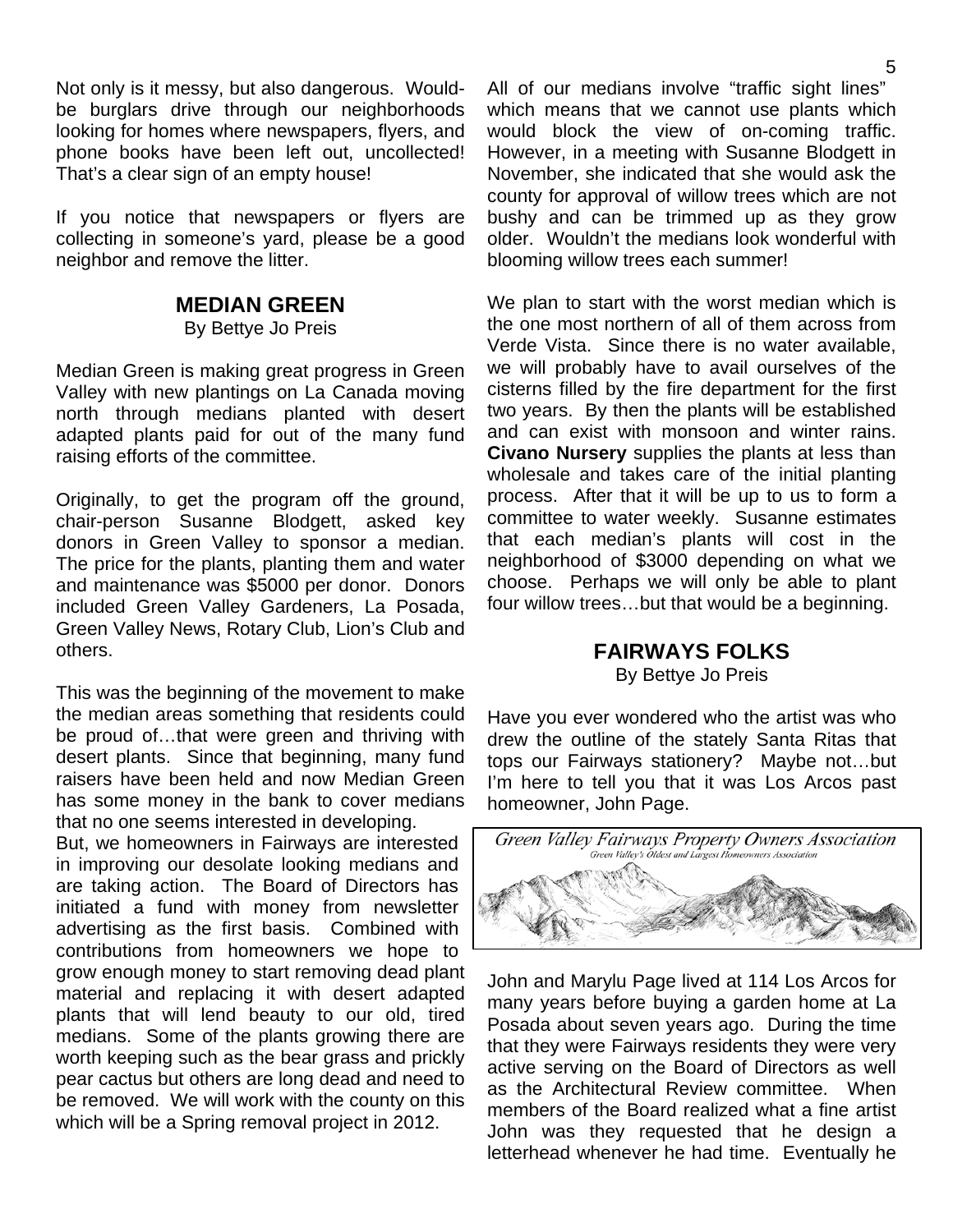Not only is it messy, but also dangerous. Would-be burglars drive through our neighborhoods looking for homes where newspapers, flyers, and phone books have been left out, uncollected! That's a clear sign of an empty house!

If you notice that newspapers or flyers are collecting in someone's yard, please be a good neighbor and remove the litter.

## MEDIAN GREEN

By Bettye Jo Preis

Median Green is making great progress in Green Valley with new plantings on La Canada moving north through medians planted with desert adapted plants paid for out of the many fund raising efforts of the committee.

Originally, to get the program off the ground, chair-person Susanne Blodgett, asked key donors in Green Valley to sponsor a median. The price for the plants, planting them and water and maintenance was $5000 per donor. Donors included Green Valley Gardeners, La Posada, Green Valley News, Rotary Club, Lion's Club and others.

This was the beginning of the movement to make the median areas something that residents could be proud of…that were green and thriving with desert plants. Since that beginning, many fund raisers have been held and now Median Green has some money in the bank to cover medians that no one seems interested in developing.

But, we homeowners in Fairways are interested in improving our desolate looking medians and are taking action. The Board of Directors has initiated a fund with money from newsletter advertising as the first basis. Combined with contributions from homeowners we hope to grow enough money to start removing dead plant material and replacing it with desert adapted plants that will lend beauty to our old, tired medians. Some of the plants growing there are worth keeping such as the bear grass and prickly pear cactus but others are long dead and need to be removed. We will work with the county on this which will be a Spring removal project in 2012.

All of our medians involve "traffic sight lines" which means that we cannot use plants which would block the view of on-coming traffic. However, in a meeting with Susanne Blodgett in November, she indicated that she would ask the county for approval of willow trees which are not bushy and can be trimmed up as they grow older. Wouldn't the medians look wonderful with blooming willow trees each summer!

We plan to start with the worst median which is the one most northern of all of them across from Verde Vista. Since there is no water available, we will probably have to avail ourselves of the cisterns filled by the fire department for the first two years. By then the plants will be established and can exist with monsoon and winter rains. **Civano Nursery** supplies the plants at less than wholesale and takes care of the initial planting process. After that it will be up to us to form a committee to water weekly. Susanne estimates that each median's plants will cost in the neighborhood of $3000 depending on what we choose. Perhaps we will only be able to plant four willow trees…but that would be a beginning.

## FAIRWAYS FOLKS

By Bettye Jo Preis

Have you ever wondered who the artist was who drew the outline of the stately Santa Ritas that tops our Fairways stationery? Maybe not…but I'm here to tell you that it was Los Arcos past homeowner, John Page.

*Green Valley Fairways Property Owners Association*
*Green Valley's Oldest and Largest Homeowners Association*

John and Marylu Page lived at 114 Los Arcos for many years before buying a garden home at La Posada about seven years ago. During the time that they were Fairways residents they were very active serving on the Board of Directors as well as the Architectural Review committee. When members of the Board realized what a fine artist John was they requested that he design a letterhead whenever he had time. Eventually he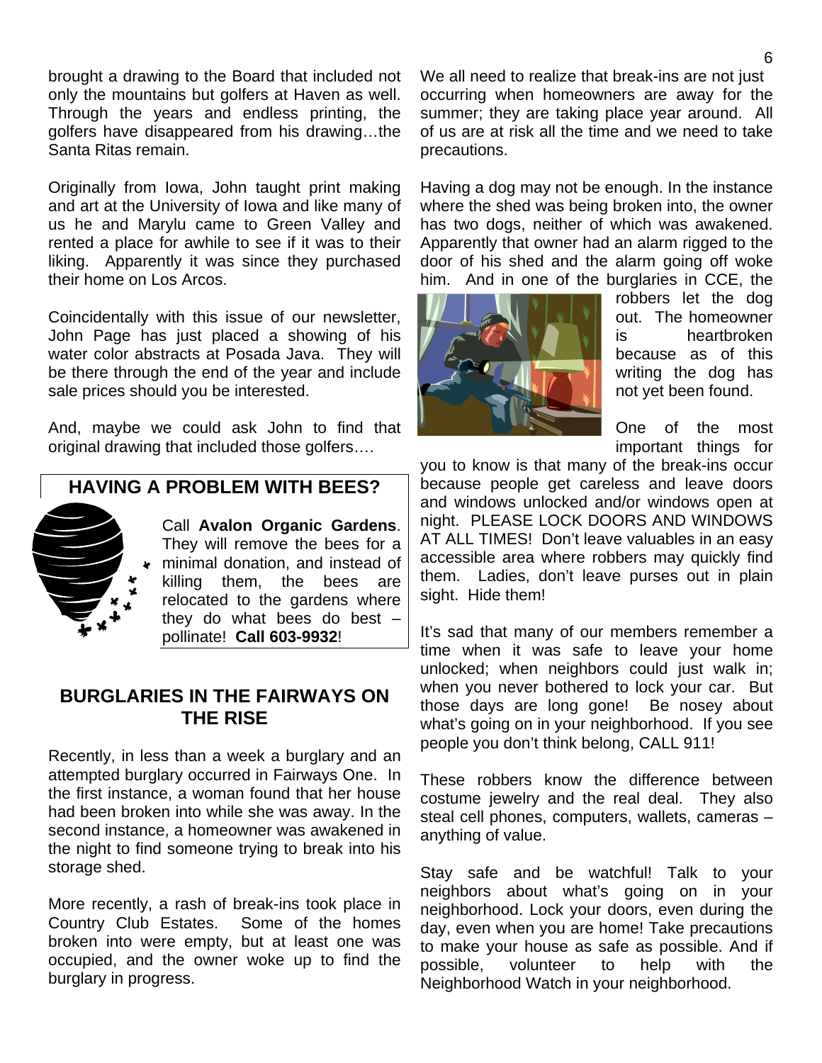brought a drawing to the Board that included not only the mountains but golfers at Haven as well. Through the years and endless printing, the golfers have disappeared from his drawing…the Santa Ritas remain.

Originally from Iowa, John taught print making and art at the University of Iowa and like many of us he and Marylu came to Green Valley and rented a place for awhile to see if it was to their liking. Apparently it was since they purchased their home on Los Arcos.

Coincidentally with this issue of our newsletter, John Page has just placed a showing of his water color abstracts at Posada Java. They will be there through the end of the year and include sale prices should you be interested.

And, maybe we could ask John to find that original drawing that included those golfers….

## HAVING A PROBLEM WITH BEES?

Call **Avalon Organic Gardens**. They will remove the bees for a minimal donation, and instead of killing them, the bees are relocated to the gardens where they do what bees do best – pollinate! **Call 603-9932**!

## BURGLARIES IN THE FAIRWAYS ON THE RISE

Recently, in less than a week a burglary and an attempted burglary occurred in Fairways One. In the first instance, a woman found that her house had been broken into while she was away. In the second instance, a homeowner was awakened in the night to find someone trying to break into his storage shed.

More recently, a rash of break-ins took place in Country Club Estates. Some of the homes broken into were empty, but at least one was occupied, and the owner woke up to find the burglary in progress.

We all need to realize that break-ins are not just occurring when homeowners are away for the summer; they are taking place year around. All of us are at risk all the time and we need to take precautions.

Having a dog may not be enough. In the instance where the shed was being broken into, the owner has two dogs, neither of which was awakened. Apparently that owner had an alarm rigged to the door of his shed and the alarm going off woke him. And in one of the burglaries in CCE, the robbers let the dog out. The homeowner is heartbroken because as of this writing the dog has not yet been found.

One of the most important things for you to know is that many of the break-ins occur because people get careless and leave doors and windows unlocked and/or windows open at night. PLEASE LOCK DOORS AND WINDOWS AT ALL TIMES! Don't leave valuables in an easy accessible area where robbers may quickly find them. Ladies, don't leave purses out in plain sight. Hide them!

It's sad that many of our members remember a time when it was safe to leave your home unlocked; when neighbors could just walk in; when you never bothered to lock your car. But those days are long gone! Be nosey about what's going on in your neighborhood. If you see people you don't think belong, CALL 911!

These robbers know the difference between costume jewelry and the real deal. They also steal cell phones, computers, wallets, cameras – anything of value.

Stay safe and be watchful! Talk to your neighbors about what's going on in your neighborhood. Lock your doors, even during the day, even when you are home! Take precautions to make your house as safe as possible. And if possible, volunteer to help with the Neighborhood Watch in your neighborhood.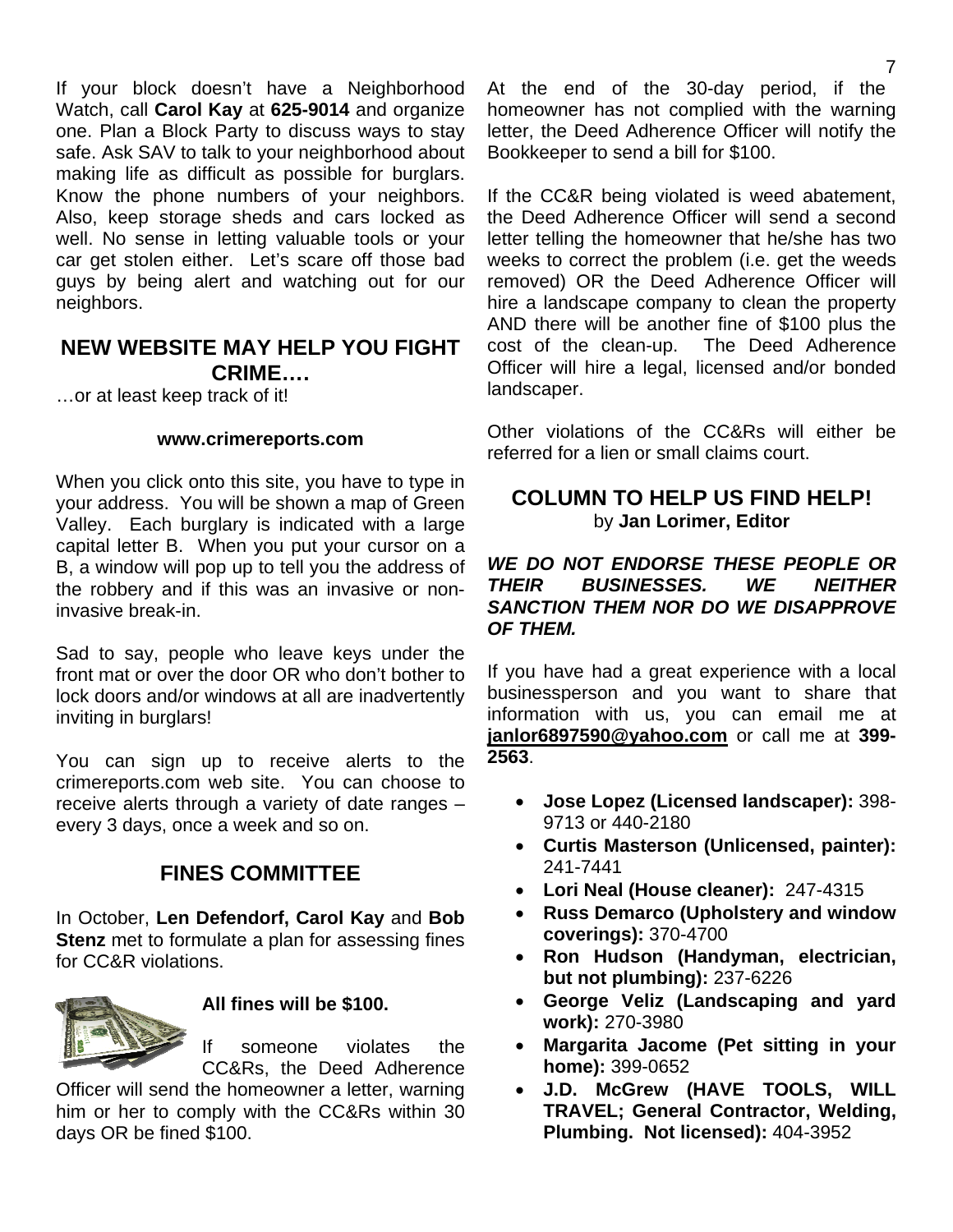If your block doesn't have a Neighborhood Watch, call **Carol Kay** at **625-9014** and organize one. Plan a Block Party to discuss ways to stay safe. Ask SAV to talk to your neighborhood about making life as difficult as possible for burglars. Know the phone numbers of your neighbors. Also, keep storage sheds and cars locked as well. No sense in letting valuable tools or your car get stolen either. Let's scare off those bad guys by being alert and watching out for our neighbors.

## NEW WEBSITE MAY HELP YOU FIGHT CRIME….

…or at least keep track of it!

**www.crimereports.com**

When you click onto this site, you have to type in your address. You will be shown a map of Green Valley. Each burglary is indicated with a large capital letter B. When you put your cursor on a B, a window will pop up to tell you the address of the robbery and if this was an invasive or non-invasive break-in.

Sad to say, people who leave keys under the front mat or over the door OR who don't bother to lock doors and/or windows at all are inadvertently inviting in burglars!

You can sign up to receive alerts to the crimereports.com web site. You can choose to receive alerts through a variety of date ranges – every 3 days, once a week and so on.

## FINES COMMITTEE

In October, **Len Defendorf, Carol Kay** and **Bob Stenz** met to formulate a plan for assessing fines for CC&R violations.

**All fines will be $100.**

If someone violates the CC&Rs, the Deed Adherence Officer will send the homeowner a letter, warning him or her to comply with the CC&Rs within 30 days OR be fined $100.

At the end of the 30-day period, if the homeowner has not complied with the warning letter, the Deed Adherence Officer will notify the Bookkeeper to send a bill for $100.

If the CC&R being violated is weed abatement, the Deed Adherence Officer will send a second letter telling the homeowner that he/she has two weeks to correct the problem (i.e. get the weeds removed) OR the Deed Adherence Officer will hire a landscape company to clean the property AND there will be another fine of $100 plus the cost of the clean-up. The Deed Adherence Officer will hire a legal, licensed and/or bonded landscaper.

Other violations of the CC&Rs will either be referred for a lien or small claims court.

## COLUMN TO HELP US FIND HELP!

by **Jan Lorimer, Editor**

***WE DO NOT ENDORSE THESE PEOPLE OR THEIR BUSINESSES. WE NEITHER SANCTION THEM NOR DO WE DISAPPROVE OF THEM.***

If you have had a great experience with a local businessperson and you want to share that information with us, you can email me at **janlor6897590@yahoo.com** or call me at **399-2563**.

- **Jose Lopez (Licensed landscaper):** 398-9713 or 440-2180
- **Curtis Masterson (Unlicensed, painter):** 241-7441
- **Lori Neal (House cleaner):** 247-4315
- **Russ Demarco (Upholstery and window coverings):** 370-4700
- **Ron Hudson (Handyman, electrician, but not plumbing):** 237-6226
- **George Veliz (Landscaping and yard work):** 270-3980
- **Margarita Jacome (Pet sitting in your home):** 399-0652
- **J.D. McGrew (HAVE TOOLS, WILL TRAVEL; General Contractor, Welding, Plumbing. Not licensed):** 404-3952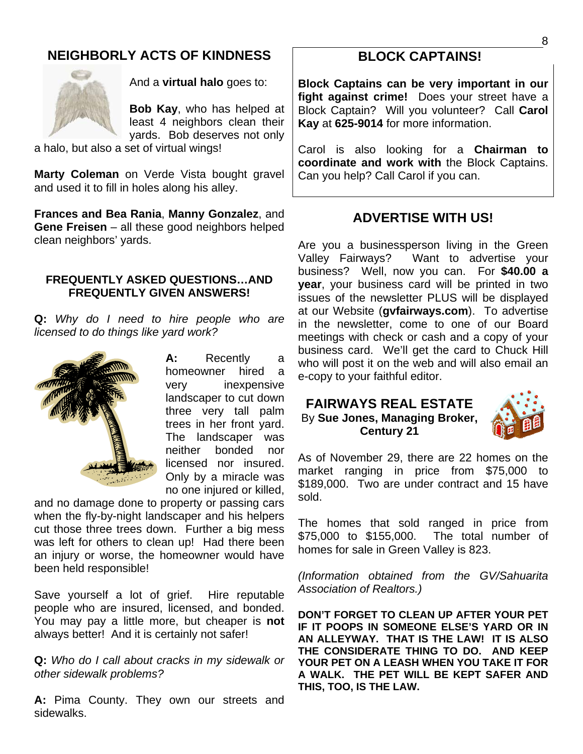## NEIGHBORLY ACTS OF KINDNESS

And a **virtual halo** goes to:

**Bob Kay**, who has helped at least 4 neighbors clean their yards. Bob deserves not only a halo, but also a set of virtual wings!

**Marty Coleman** on Verde Vista bought gravel and used it to fill in holes along his alley.

**Frances and Bea Rania**, **Manny Gonzalez**, and **Gene Freisen** – all these good neighbors helped clean neighbors' yards.

### FREQUENTLY ASKED QUESTIONS…AND FREQUENTLY GIVEN ANSWERS!

**Q:** *Why do I need to hire people who are licensed to do things like yard work?*

**A:** Recently a homeowner hired a very inexpensive landscaper to cut down three very tall palm trees in her front yard. The landscaper was neither bonded nor licensed nor insured. Only by a miracle was no one injured or killed, and no damage done to property or passing cars when the fly-by-night landscaper and his helpers cut those three trees down. Further a big mess was left for others to clean up! Had there been an injury or worse, the homeowner would have been held responsible!

Save yourself a lot of grief. Hire reputable people who are insured, licensed, and bonded. You may pay a little more, but cheaper is **not** always better! And it is certainly not safer!

**Q:** *Who do I call about cracks in my sidewalk or other sidewalk problems?*

**A:** Pima County. They own our streets and sidewalks.

## BLOCK CAPTAINS!

**Block Captains can be very important in our fight against crime!** Does your street have a Block Captain? Will you volunteer? Call **Carol Kay** at **625-9014** for more information.

Carol is also looking for a **Chairman to coordinate and work with** the Block Captains. Can you help? Call Carol if you can.

## ADVERTISE WITH US!

Are you a businessperson living in the Green Valley Fairways? Want to advertise your business? Well, now you can. For **$40.00 a year**, your business card will be printed in two issues of the newsletter PLUS will be displayed at our Website (**gvfairways.com**). To advertise in the newsletter, come to one of our Board meetings with check or cash and a copy of your business card. We'll get the card to Chuck Hill who will post it on the web and will also email an e-copy to your faithful editor.

## FAIRWAYS REAL ESTATE

By **Sue Jones, Managing Broker, Century 21**

As of November 29, there are 22 homes on the market ranging in price from $75,000 to $189,000. Two are under contract and 15 have sold.

The homes that sold ranged in price from $75,000 to $155,000. The total number of homes for sale in Green Valley is 823.

*(Information obtained from the GV/Sahuarita Association of Realtors.)*

**DON'T FORGET TO CLEAN UP AFTER YOUR PET IF IT POOPS IN SOMEONE ELSE'S YARD OR IN AN ALLEYWAY. THAT IS THE LAW! IT IS ALSO THE CONSIDERATE THING TO DO. AND KEEP YOUR PET ON A LEASH WHEN YOU TAKE IT FOR A WALK. THE PET WILL BE KEPT SAFER AND THIS, TOO, IS THE LAW.**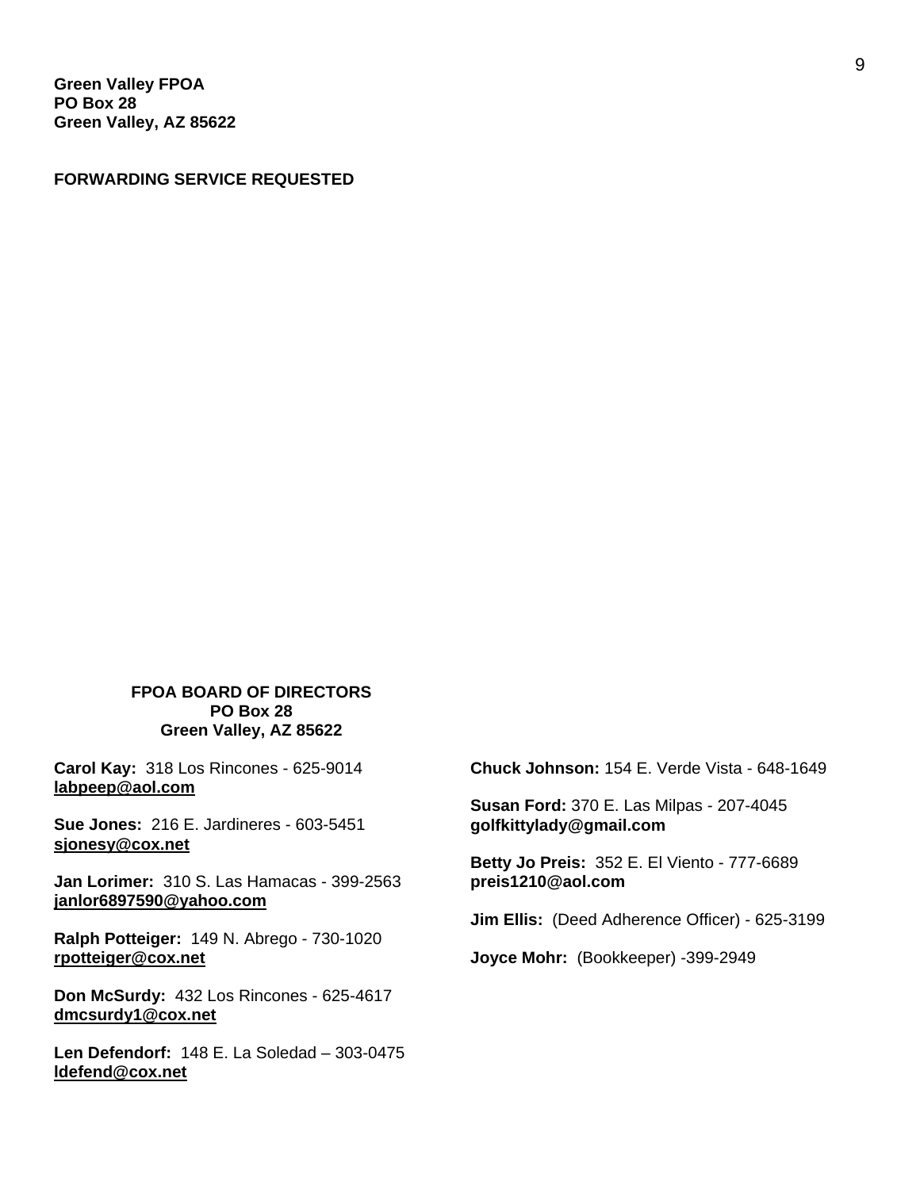**Green Valley FPOA**
**PO Box 28**
**Green Valley, AZ 85622**

**FORWARDING SERVICE REQUESTED**

**FPOA BOARD OF DIRECTORS**
**PO Box 28**
**Green Valley, AZ 85622**

**Carol Kay:** 318 Los Rincones - 625-9014
**labpeep@aol.com**

**Sue Jones:** 216 E. Jardineres - 603-5451
**sjonesy@cox.net**

**Jan Lorimer:** 310 S. Las Hamacas - 399-2563
**janlor6897590@yahoo.com**

**Ralph Potteiger:** 149 N. Abrego - 730-1020
**rpotteiger@cox.net**

**Don McSurdy:** 432 Los Rincones - 625-4617
**dmcsurdy1@cox.net**

**Len Defendorf:** 148 E. La Soledad – 303-0475
**ldefend@cox.net**

**Chuck Johnson:** 154 E. Verde Vista - 648-1649

**Susan Ford:** 370 E. Las Milpas - 207-4045
**golfkittylady@gmail.com**

**Betty Jo Preis:** 352 E. El Viento - 777-6689
**preis1210@aol.com**

**Jim Ellis:** (Deed Adherence Officer) - 625-3199

**Joyce Mohr:** (Bookkeeper) -399-2949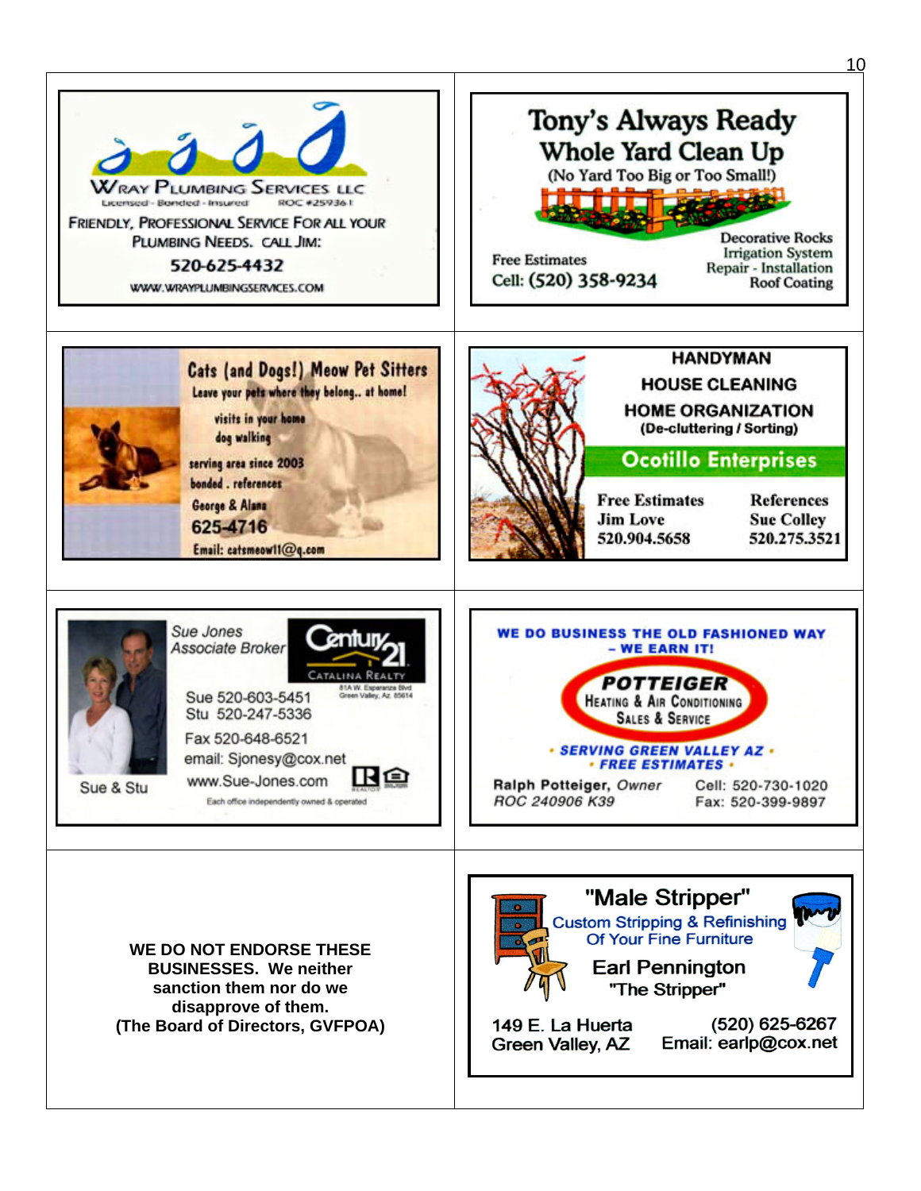**WRAY PLUMBING SERVICES LLC**
Licensed - Bonded - Insured ROC #259361

FRIENDLY, PROFESSIONAL SERVICE FOR ALL YOUR PLUMBING NEEDS. CALL JIM:

520-625-4432

WWW.WRAYPLUMBINGSERVICES.COM

---

**Tony's Always Ready Whole Yard Clean Up**
(No Yard Too Big or Too Small!)

Free Estimates
Cell: (520) 358-9234

Decorative Rocks
Irrigation System
Repair - Installation
Roof Coating

---

**Cats (and Dogs!) Meow Pet Sitters**
Leave your pets where they belong.. at home!

visits in your home
dog walking
serving area since 2003
bonded . references
George & Alana
625-4716
Email: catsmeow11@q.com

---

**HANDYMAN**
**HOUSE CLEANING**
**HOME ORGANIZATION**
(De-cluttering / Sorting)

**Ocotillo Enterprises**

Free Estimates
Jim Love
520.904.5658

References
Sue Colley
520.275.3521

---

Sue Jones
Associate Broker

Century 21
Catalina Realty
81A W. Esperanza Blvd
Green Valley, Az. 85614

Sue 520-603-5451
Stu 520-247-5336
Fax 520-648-6521
email: Sjonesy@cox.net
www.Sue-Jones.com

Sue & Stu

Each office independently owned & operated

---

**WE DO BUSINESS THE OLD FASHIONED WAY – WE EARN IT!**

**POTTEIGER**
Heating & Air Conditioning
Sales & Service

• SERVING GREEN VALLEY AZ •
• FREE ESTIMATES •

Ralph Potteiger, *Owner*
*ROC 240906 K39*

Cell: 520-730-1020
Fax: 520-399-9897

---

**WE DO NOT ENDORSE THESE BUSINESSES. We neither sanction them nor do we disapprove of them. (The Board of Directors, GVFPOA)**

---

**"Male Stripper"**
Custom Stripping & Refinishing Of Your Fine Furniture

Earl Pennington
"The Stripper"

149 E. La Huerta
Green Valley, AZ

(520) 625-6267
Email: earlp@cox.net